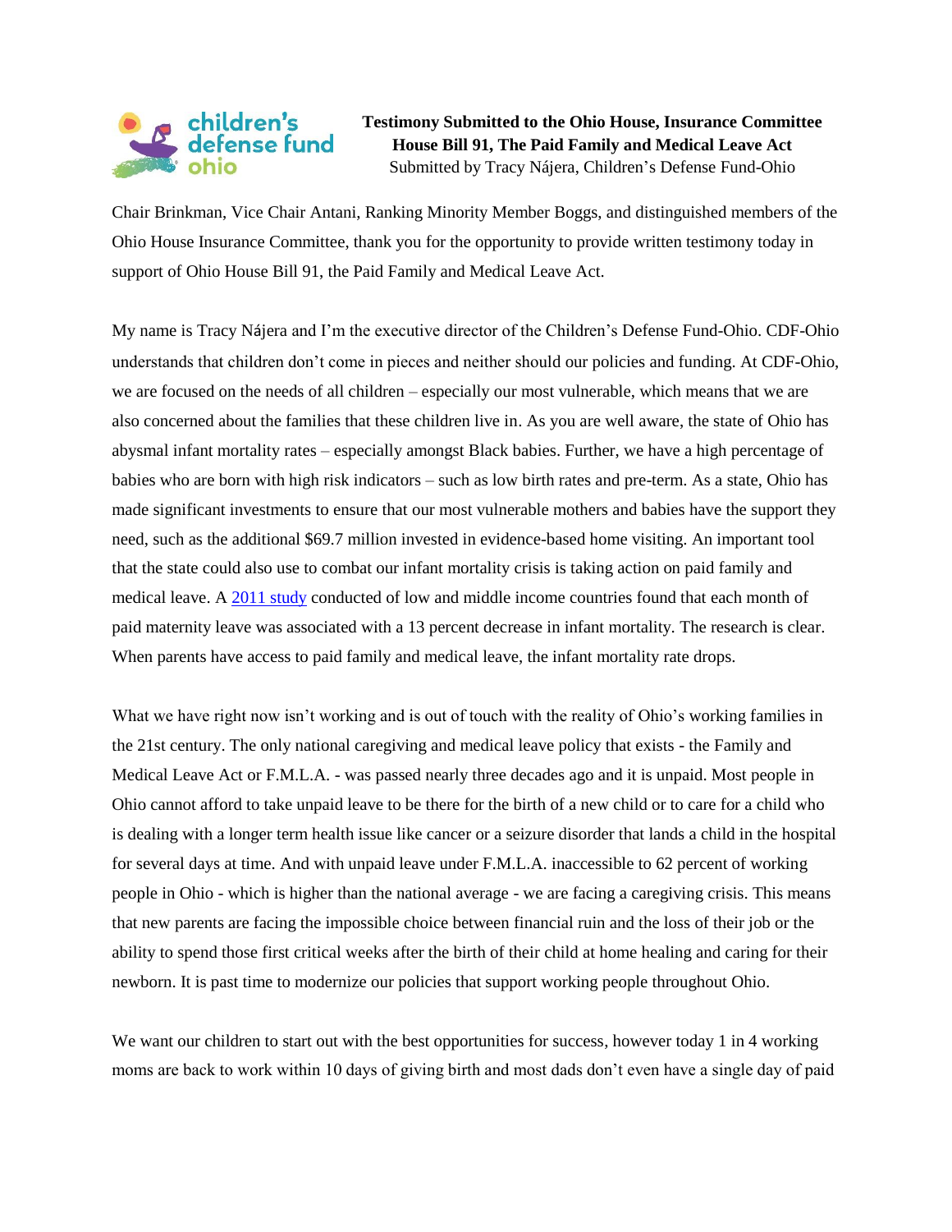**Testimony Submitted to the Ohio House, Insurance Committee**
**House Bill 91, The Paid Family and Medical Leave Act**
Submitted by Tracy Nájera, Children's Defense Fund-Ohio

Chair Brinkman, Vice Chair Antani, Ranking Minority Member Boggs, and distinguished members of the Ohio House Insurance Committee, thank you for the opportunity to provide written testimony today in support of Ohio House Bill 91, the Paid Family and Medical Leave Act.

My name is Tracy Nájera and I'm the executive director of the Children's Defense Fund-Ohio. CDF-Ohio understands that children don't come in pieces and neither should our policies and funding. At CDF-Ohio, we are focused on the needs of all children – especially our most vulnerable, which means that we are also concerned about the families that these children live in. As you are well aware, the state of Ohio has abysmal infant mortality rates – especially amongst Black babies. Further, we have a high percentage of babies who are born with high risk indicators – such as low birth rates and pre-term. As a state, Ohio has made significant investments to ensure that our most vulnerable mothers and babies have the support they need, such as the additional $69.7 million invested in evidence-based home visiting. An important tool that the state could also use to combat our infant mortality crisis is taking action on paid family and medical leave. A 2011 study conducted of low and middle income countries found that each month of paid maternity leave was associated with a 13 percent decrease in infant mortality. The research is clear. When parents have access to paid family and medical leave, the infant mortality rate drops.

What we have right now isn't working and is out of touch with the reality of Ohio's working families in the 21st century. The only national caregiving and medical leave policy that exists - the Family and Medical Leave Act or F.M.L.A. - was passed nearly three decades ago and it is unpaid. Most people in Ohio cannot afford to take unpaid leave to be there for the birth of a new child or to care for a child who is dealing with a longer term health issue like cancer or a seizure disorder that lands a child in the hospital for several days at time. And with unpaid leave under F.M.L.A. inaccessible to 62 percent of working people in Ohio - which is higher than the national average - we are facing a caregiving crisis. This means that new parents are facing the impossible choice between financial ruin and the loss of their job or the ability to spend those first critical weeks after the birth of their child at home healing and caring for their newborn. It is past time to modernize our policies that support working people throughout Ohio.

We want our children to start out with the best opportunities for success, however today 1 in 4 working moms are back to work within 10 days of giving birth and most dads don't even have a single day of paid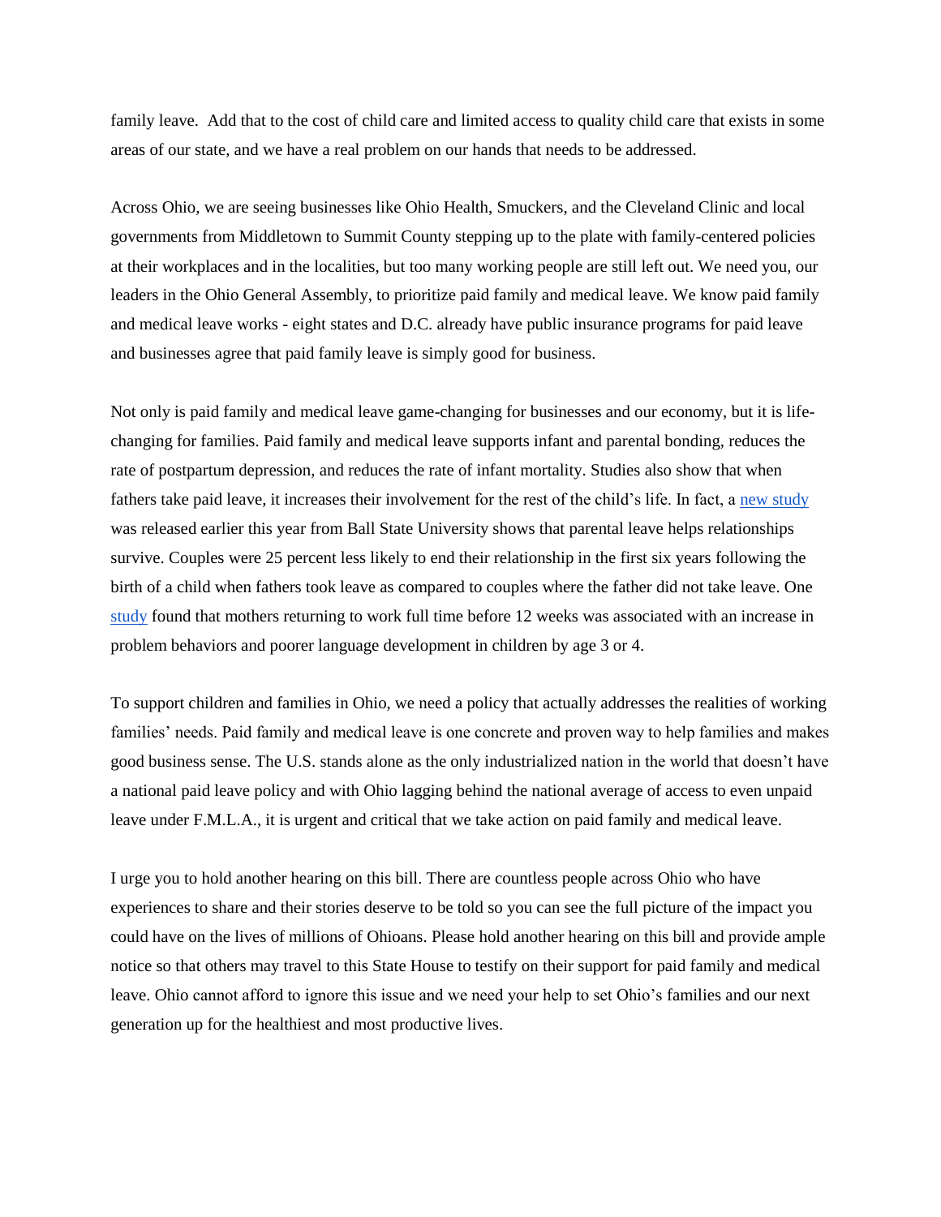family leave. Add that to the cost of child care and limited access to quality child care that exists in some areas of our state, and we have a real problem on our hands that needs to be addressed.

Across Ohio, we are seeing businesses like Ohio Health, Smuckers, and the Cleveland Clinic and local governments from Middletown to Summit County stepping up to the plate with family-centered policies at their workplaces and in the localities, but too many working people are still left out. We need you, our leaders in the Ohio General Assembly, to prioritize paid family and medical leave. We know paid family and medical leave works - eight states and D.C. already have public insurance programs for paid leave and businesses agree that paid family leave is simply good for business.

Not only is paid family and medical leave game-changing for businesses and our economy, but it is life-changing for families. Paid family and medical leave supports infant and parental bonding, reduces the rate of postpartum depression, and reduces the rate of infant mortality. Studies also show that when fathers take paid leave, it increases their involvement for the rest of the child's life. In fact, a new study was released earlier this year from Ball State University shows that parental leave helps relationships survive. Couples were 25 percent less likely to end their relationship in the first six years following the birth of a child when fathers took leave as compared to couples where the father did not take leave. One study found that mothers returning to work full time before 12 weeks was associated with an increase in problem behaviors and poorer language development in children by age 3 or 4.

To support children and families in Ohio, we need a policy that actually addresses the realities of working families' needs. Paid family and medical leave is one concrete and proven way to help families and makes good business sense. The U.S. stands alone as the only industrialized nation in the world that doesn't have a national paid leave policy and with Ohio lagging behind the national average of access to even unpaid leave under F.M.L.A., it is urgent and critical that we take action on paid family and medical leave.

I urge you to hold another hearing on this bill. There are countless people across Ohio who have experiences to share and their stories deserve to be told so you can see the full picture of the impact you could have on the lives of millions of Ohioans. Please hold another hearing on this bill and provide ample notice so that others may travel to this State House to testify on their support for paid family and medical leave. Ohio cannot afford to ignore this issue and we need your help to set Ohio's families and our next generation up for the healthiest and most productive lives.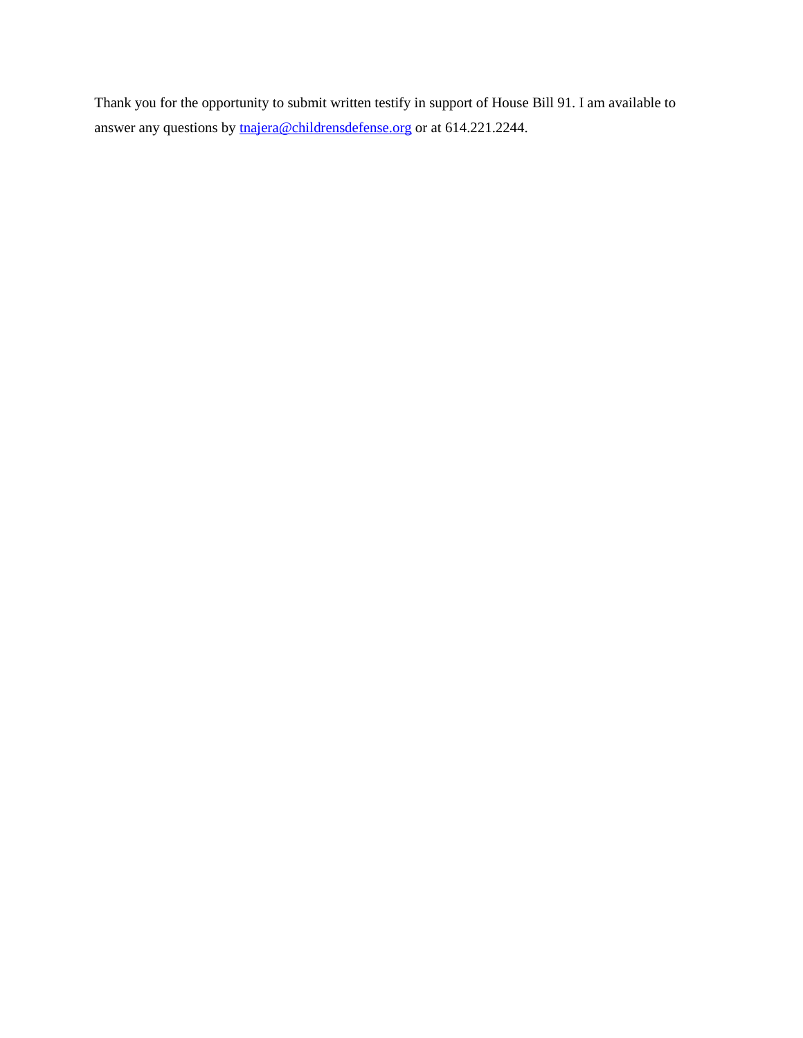Thank you for the opportunity to submit written testify in support of House Bill 91. I am available to answer any questions by tnajera@childrensdefense.org or at 614.221.2244.